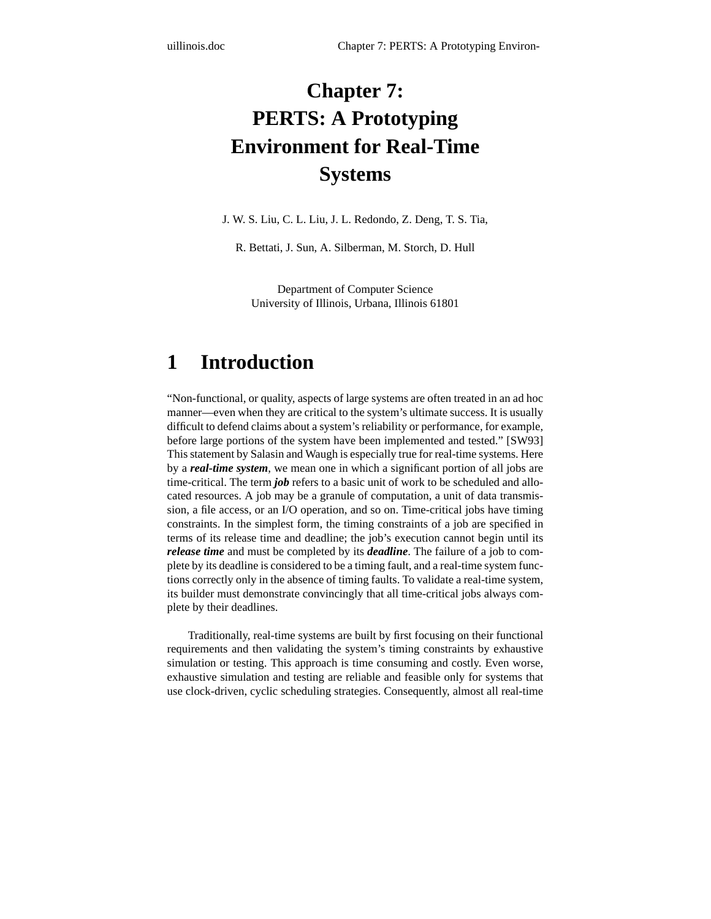# Chapter 7: PERTS: A Prototyping Environment for Real-Time Systems

J. W. S. Liu, C. L. Liu, J. L. Redondo, Z. Deng, T. S. Tia,

R. Bettati, J. Sun, A. Silberman, M. Storch, D. Hull

Department of Computer Science
University of Illinois, Urbana, Illinois 61801

## 1 Introduction

"Non-functional, or quality, aspects of large systems are often treated in an ad hoc manner—even when they are critical to the system's ultimate success. It is usually difficult to defend claims about a system's reliability or performance, for example, before large portions of the system have been implemented and tested." [SW93] This statement by Salasin and Waugh is especially true for real-time systems. Here by a ***real-time system***, we mean one in which a significant portion of all jobs are time-critical. The term ***job*** refers to a basic unit of work to be scheduled and allocated resources. A job may be a granule of computation, a unit of data transmission, a file access, or an I/O operation, and so on. Time-critical jobs have timing constraints. In the simplest form, the timing constraints of a job are specified in terms of its release time and deadline; the job's execution cannot begin until its ***release time*** and must be completed by its ***deadline***. The failure of a job to complete by its deadline is considered to be a timing fault, and a real-time system functions correctly only in the absence of timing faults. To validate a real-time system, its builder must demonstrate convincingly that all time-critical jobs always complete by their deadlines.

Traditionally, real-time systems are built by first focusing on their functional requirements and then validating the system's timing constraints by exhaustive simulation or testing. This approach is time consuming and costly. Even worse, exhaustive simulation and testing are reliable and feasible only for systems that use clock-driven, cyclic scheduling strategies. Consequently, almost all real-time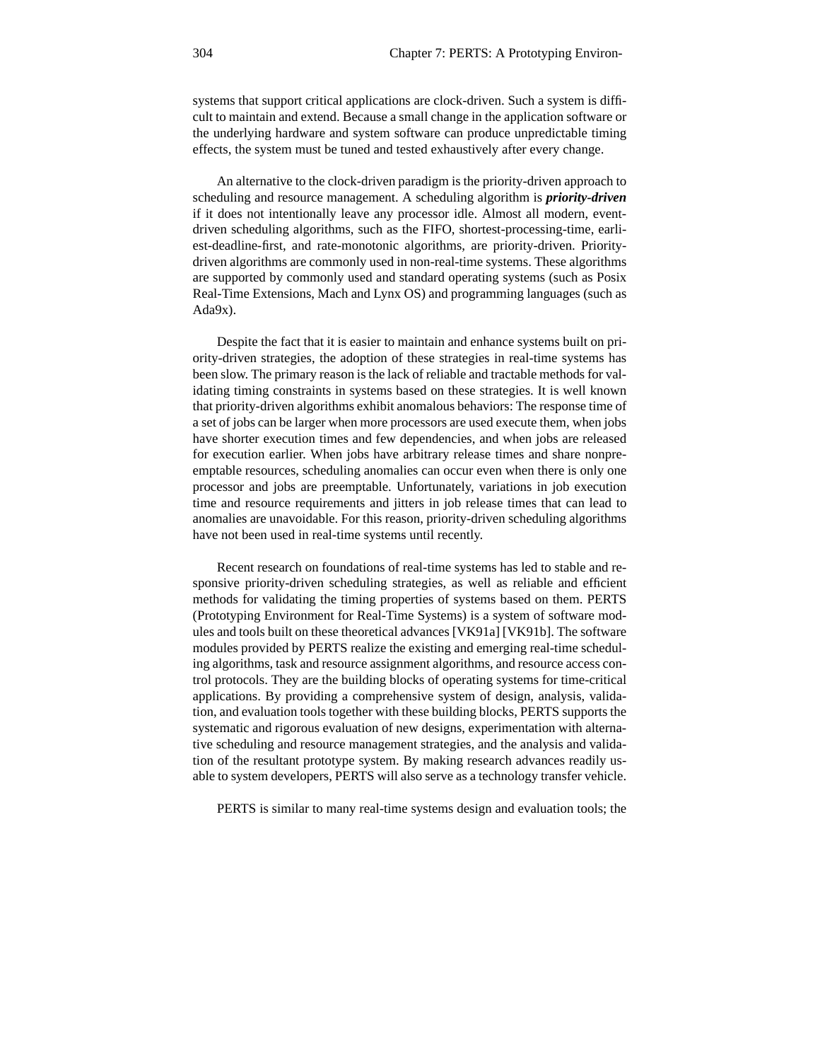systems that support critical applications are clock-driven. Such a system is difficult to maintain and extend. Because a small change in the application software or the underlying hardware and system software can produce unpredictable timing effects, the system must be tuned and tested exhaustively after every change.

An alternative to the clock-driven paradigm is the priority-driven approach to scheduling and resource management. A scheduling algorithm is ***priority-driven*** if it does not intentionally leave any processor idle. Almost all modern, event-driven scheduling algorithms, such as the FIFO, shortest-processing-time, earliest-deadline-first, and rate-monotonic algorithms, are priority-driven. Priority-driven algorithms are commonly used in non-real-time systems. These algorithms are supported by commonly used and standard operating systems (such as Posix Real-Time Extensions, Mach and Lynx OS) and programming languages (such as Ada9x).

Despite the fact that it is easier to maintain and enhance systems built on priority-driven strategies, the adoption of these strategies in real-time systems has been slow. The primary reason is the lack of reliable and tractable methods for validating timing constraints in systems based on these strategies. It is well known that priority-driven algorithms exhibit anomalous behaviors: The response time of a set of jobs can be larger when more processors are used execute them, when jobs have shorter execution times and few dependencies, and when jobs are released for execution earlier. When jobs have arbitrary release times and share nonpreemptable resources, scheduling anomalies can occur even when there is only one processor and jobs are preemptable. Unfortunately, variations in job execution time and resource requirements and jitters in job release times that can lead to anomalies are unavoidable. For this reason, priority-driven scheduling algorithms have not been used in real-time systems until recently.

Recent research on foundations of real-time systems has led to stable and responsive priority-driven scheduling strategies, as well as reliable and efficient methods for validating the timing properties of systems based on them. PERTS (Prototyping Environment for Real-Time Systems) is a system of software modules and tools built on these theoretical advances [VK91a] [VK91b]. The software modules provided by PERTS realize the existing and emerging real-time scheduling algorithms, task and resource assignment algorithms, and resource access control protocols. They are the building blocks of operating systems for time-critical applications. By providing a comprehensive system of design, analysis, validation, and evaluation tools together with these building blocks, PERTS supports the systematic and rigorous evaluation of new designs, experimentation with alternative scheduling and resource management strategies, and the analysis and validation of the resultant prototype system. By making research advances readily usable to system developers, PERTS will also serve as a technology transfer vehicle.

PERTS is similar to many real-time systems design and evaluation tools; the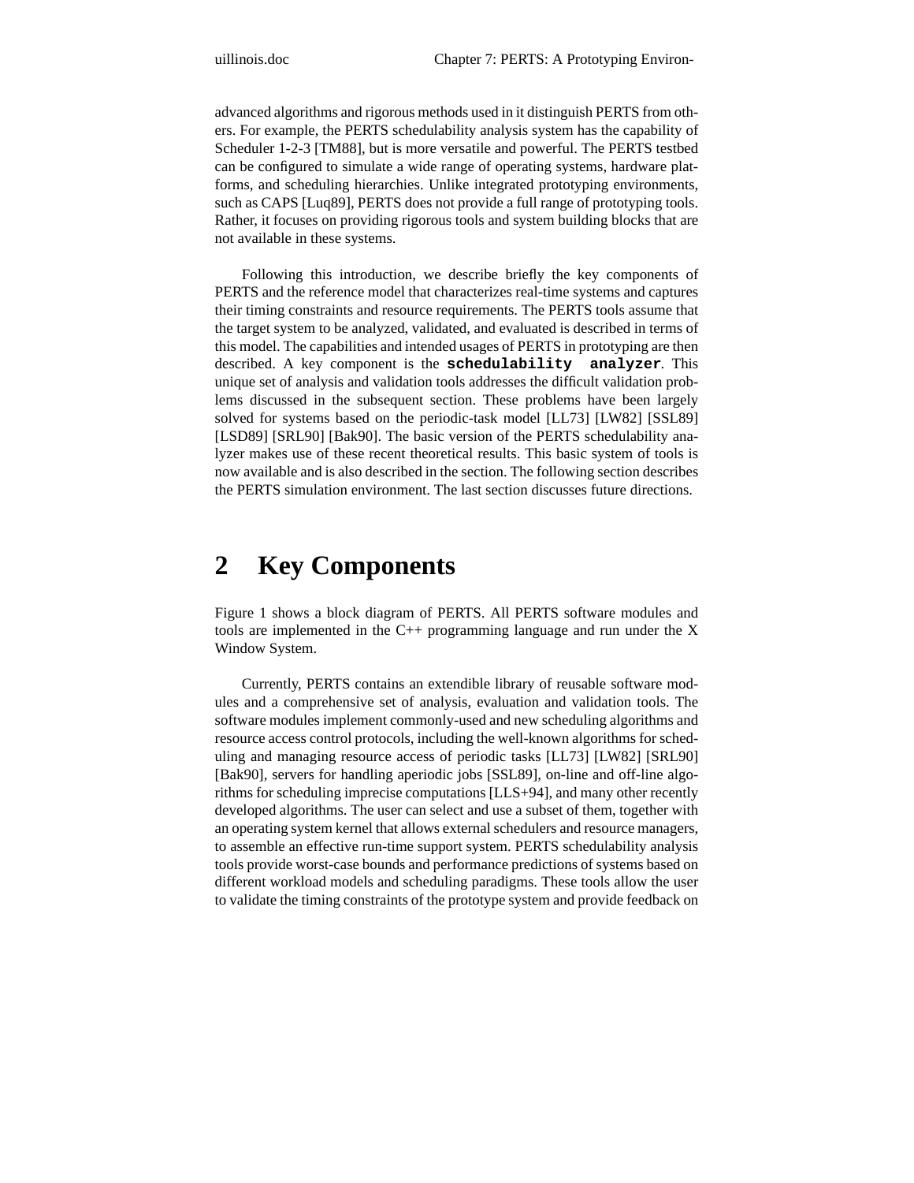advanced algorithms and rigorous methods used in it distinguish PERTS from others. For example, the PERTS schedulability analysis system has the capability of Scheduler 1-2-3 [TM88], but is more versatile and powerful. The PERTS testbed can be configured to simulate a wide range of operating systems, hardware platforms, and scheduling hierarchies. Unlike integrated prototyping environments, such as CAPS [Luq89], PERTS does not provide a full range of prototyping tools. Rather, it focuses on providing rigorous tools and system building blocks that are not available in these systems.

Following this introduction, we describe briefly the key components of PERTS and the reference model that characterizes real-time systems and captures their timing constraints and resource requirements. The PERTS tools assume that the target system to be analyzed, validated, and evaluated is described in terms of this model. The capabilities and intended usages of PERTS in prototyping are then described. A key component is the **`schedulability analyzer`**. This unique set of analysis and validation tools addresses the difficult validation problems discussed in the subsequent section. These problems have been largely solved for systems based on the periodic-task model [LL73] [LW82] [SSL89] [LSD89] [SRL90] [Bak90]. The basic version of the PERTS schedulability analyzer makes use of these recent theoretical results. This basic system of tools is now available and is also described in the section. The following section describes the PERTS simulation environment. The last section discusses future directions.

# 2 Key Components

Figure 1 shows a block diagram of PERTS. All PERTS software modules and tools are implemented in the C++ programming language and run under the X Window System.

Currently, PERTS contains an extendible library of reusable software modules and a comprehensive set of analysis, evaluation and validation tools. The software modules implement commonly-used and new scheduling algorithms and resource access control protocols, including the well-known algorithms for scheduling and managing resource access of periodic tasks [LL73] [LW82] [SRL90] [Bak90], servers for handling aperiodic jobs [SSL89], on-line and off-line algorithms for scheduling imprecise computations [LLS+94], and many other recently developed algorithms. The user can select and use a subset of them, together with an operating system kernel that allows external schedulers and resource managers, to assemble an effective run-time support system. PERTS schedulability analysis tools provide worst-case bounds and performance predictions of systems based on different workload models and scheduling paradigms. These tools allow the user to validate the timing constraints of the prototype system and provide feedback on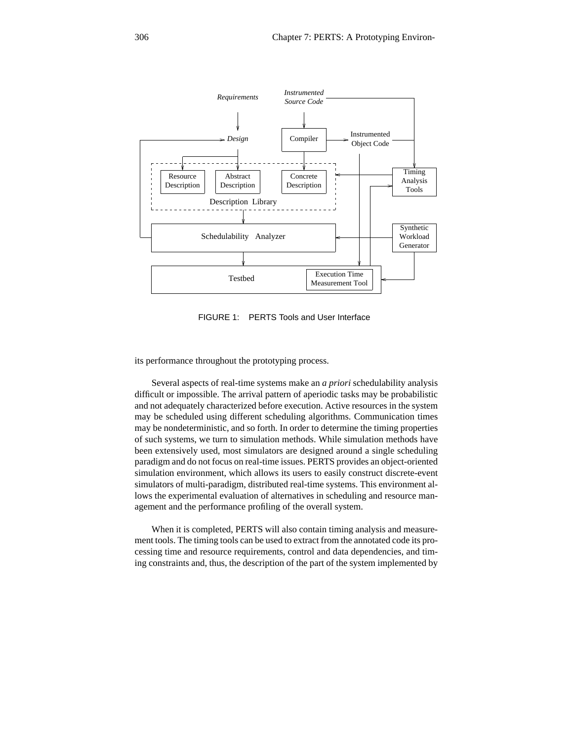FIGURE 1: PERTS Tools and User Interface

its performance throughout the prototyping process.

Several aspects of real-time systems make an *a priori* schedulability analysis difficult or impossible. The arrival pattern of aperiodic tasks may be probabilistic and not adequately characterized before execution. Active resources in the system may be scheduled using different scheduling algorithms. Communication times may be nondeterministic, and so forth. In order to determine the timing properties of such systems, we turn to simulation methods. While simulation methods have been extensively used, most simulators are designed around a single scheduling paradigm and do not focus on real-time issues. PERTS provides an object-oriented simulation environment, which allows its users to easily construct discrete-event simulators of multi-paradigm, distributed real-time systems. This environment allows the experimental evaluation of alternatives in scheduling and resource management and the performance profiling of the overall system.

When it is completed, PERTS will also contain timing analysis and measurement tools. The timing tools can be used to extract from the annotated code its processing time and resource requirements, control and data dependencies, and timing constraints and, thus, the description of the part of the system implemented by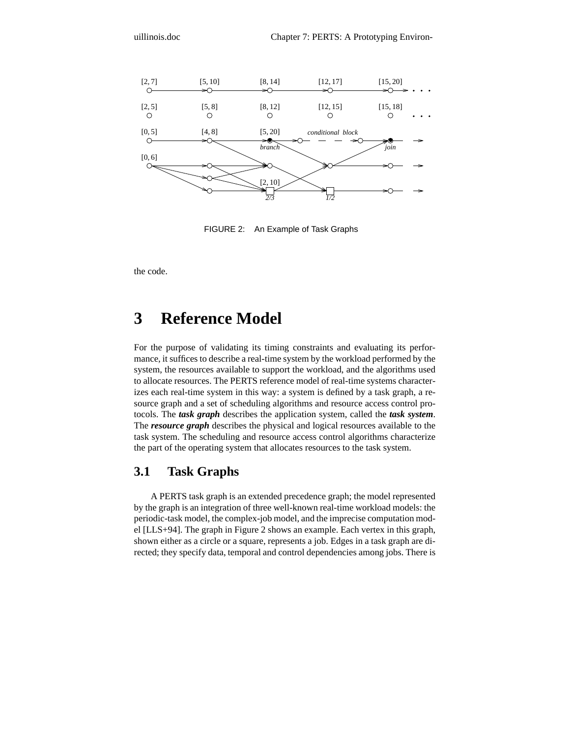FIGURE 2: An Example of Task Graphs

the code.

# 3 Reference Model

For the purpose of validating its timing constraints and evaluating its performance, it suffices to describe a real-time system by the workload performed by the system, the resources available to support the workload, and the algorithms used to allocate resources. The PERTS reference model of real-time systems characterizes each real-time system in this way: a system is defined by a task graph, a resource graph and a set of scheduling algorithms and resource access control protocols. The ***task graph*** describes the application system, called the ***task system***. The ***resource graph*** describes the physical and logical resources available to the task system. The scheduling and resource access control algorithms characterize the part of the operating system that allocates resources to the task system.

## 3.1 Task Graphs

A PERTS task graph is an extended precedence graph; the model represented by the graph is an integration of three well-known real-time workload models: the periodic-task model, the complex-job model, and the imprecise computation model [LLS+94]. The graph in Figure 2 shows an example. Each vertex in this graph, shown either as a circle or a square, represents a job. Edges in a task graph are directed; they specify data, temporal and control dependencies among jobs. There is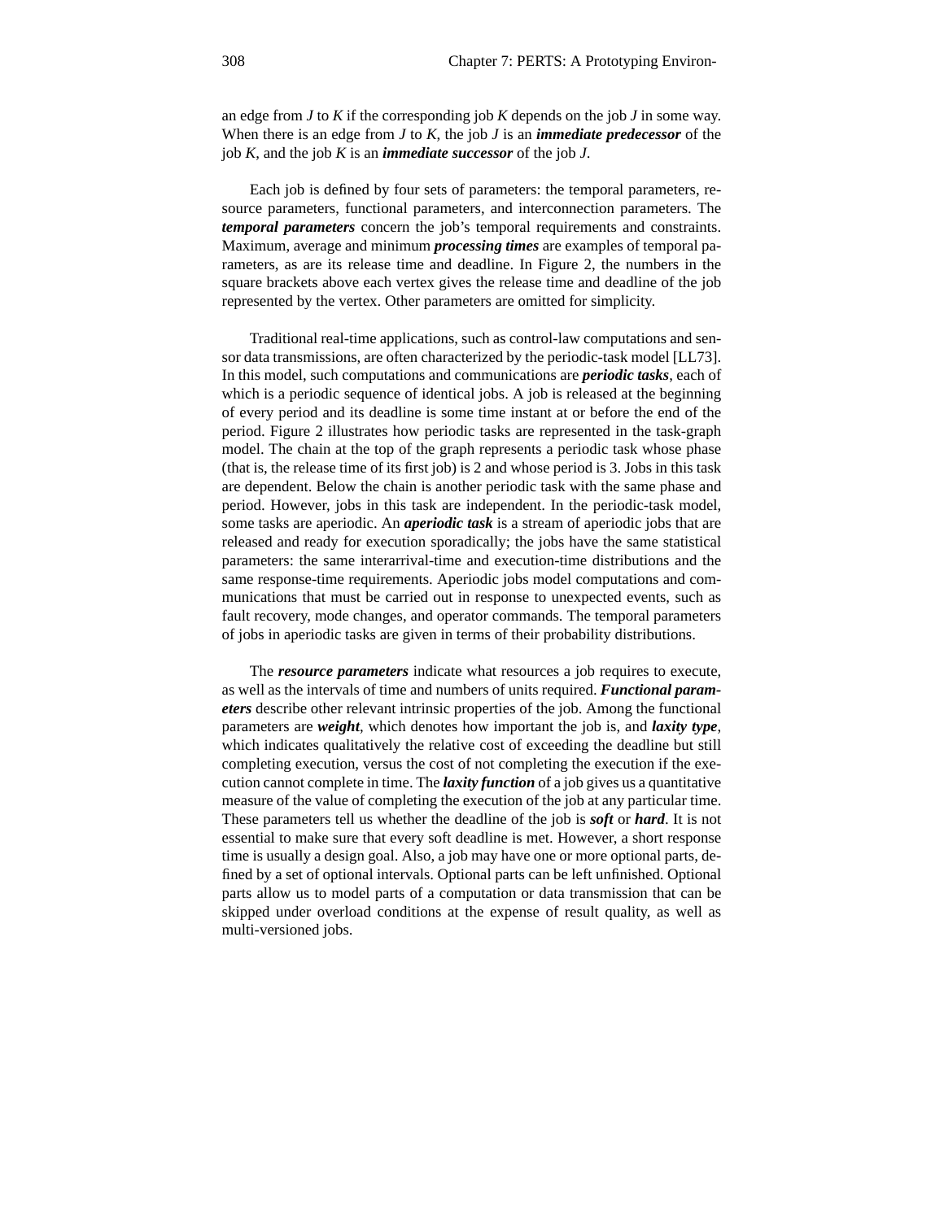an edge from *J* to *K* if the corresponding job *K* depends on the job *J* in some way. When there is an edge from *J* to *K*, the job *J* is an ***immediate predecessor*** of the job *K*, and the job *K* is an ***immediate successor*** of the job *J*.

Each job is defined by four sets of parameters: the temporal parameters, resource parameters, functional parameters, and interconnection parameters. The ***temporal parameters*** concern the job's temporal requirements and constraints. Maximum, average and minimum ***processing times*** are examples of temporal parameters, as are its release time and deadline. In Figure 2, the numbers in the square brackets above each vertex gives the release time and deadline of the job represented by the vertex. Other parameters are omitted for simplicity.

Traditional real-time applications, such as control-law computations and sensor data transmissions, are often characterized by the periodic-task model [LL73]. In this model, such computations and communications are ***periodic tasks***, each of which is a periodic sequence of identical jobs. A job is released at the beginning of every period and its deadline is some time instant at or before the end of the period. Figure 2 illustrates how periodic tasks are represented in the task-graph model. The chain at the top of the graph represents a periodic task whose phase (that is, the release time of its first job) is 2 and whose period is 3. Jobs in this task are dependent. Below the chain is another periodic task with the same phase and period. However, jobs in this task are independent. In the periodic-task model, some tasks are aperiodic. An ***aperiodic task*** is a stream of aperiodic jobs that are released and ready for execution sporadically; the jobs have the same statistical parameters: the same interarrival-time and execution-time distributions and the same response-time requirements. Aperiodic jobs model computations and communications that must be carried out in response to unexpected events, such as fault recovery, mode changes, and operator commands. The temporal parameters of jobs in aperiodic tasks are given in terms of their probability distributions.

The ***resource parameters*** indicate what resources a job requires to execute, as well as the intervals of time and numbers of units required. ***Functional parameters*** describe other relevant intrinsic properties of the job. Among the functional parameters are ***weight***, which denotes how important the job is, and ***laxity type***, which indicates qualitatively the relative cost of exceeding the deadline but still completing execution, versus the cost of not completing the execution if the execution cannot complete in time. The ***laxity function*** of a job gives us a quantitative measure of the value of completing the execution of the job at any particular time. These parameters tell us whether the deadline of the job is ***soft*** or ***hard***. It is not essential to make sure that every soft deadline is met. However, a short response time is usually a design goal. Also, a job may have one or more optional parts, defined by a set of optional intervals. Optional parts can be left unfinished. Optional parts allow us to model parts of a computation or data transmission that can be skipped under overload conditions at the expense of result quality, as well as multi-versioned jobs.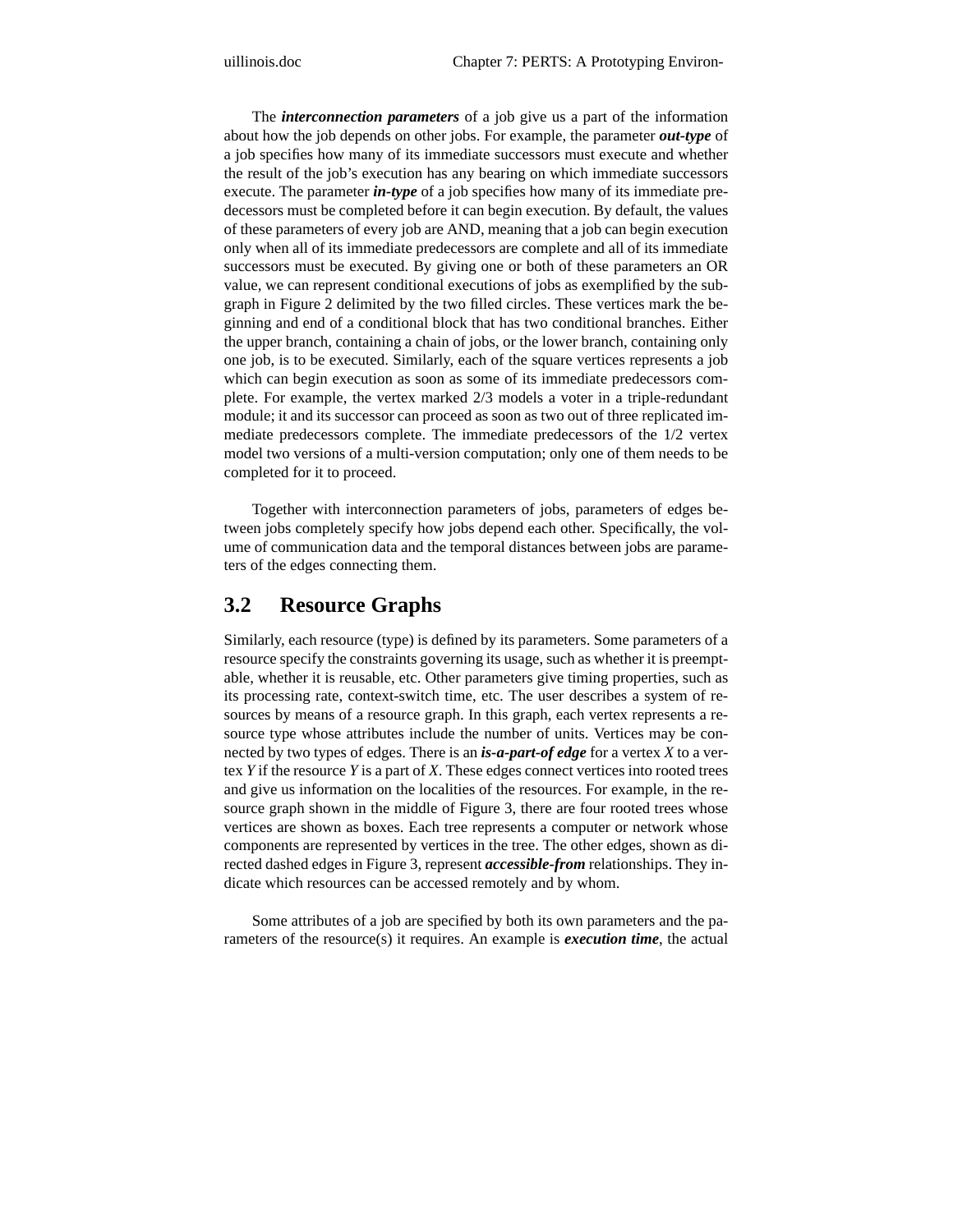The ***interconnection parameters*** of a job give us a part of the information about how the job depends on other jobs. For example, the parameter ***out-type*** of a job specifies how many of its immediate successors must execute and whether the result of the job's execution has any bearing on which immediate successors execute. The parameter ***in-type*** of a job specifies how many of its immediate predecessors must be completed before it can begin execution. By default, the values of these parameters of every job are AND, meaning that a job can begin execution only when all of its immediate predecessors are complete and all of its immediate successors must be executed. By giving one or both of these parameters an OR value, we can represent conditional executions of jobs as exemplified by the subgraph in Figure 2 delimited by the two filled circles. These vertices mark the beginning and end of a conditional block that has two conditional branches. Either the upper branch, containing a chain of jobs, or the lower branch, containing only one job, is to be executed. Similarly, each of the square vertices represents a job which can begin execution as soon as some of its immediate predecessors complete. For example, the vertex marked 2/3 models a voter in a triple-redundant module; it and its successor can proceed as soon as two out of three replicated immediate predecessors complete. The immediate predecessors of the 1/2 vertex model two versions of a multi-version computation; only one of them needs to be completed for it to proceed.

Together with interconnection parameters of jobs, parameters of edges between jobs completely specify how jobs depend each other. Specifically, the volume of communication data and the temporal distances between jobs are parameters of the edges connecting them.

## 3.2 Resource Graphs

Similarly, each resource (type) is defined by its parameters. Some parameters of a resource specify the constraints governing its usage, such as whether it is preemptable, whether it is reusable, etc. Other parameters give timing properties, such as its processing rate, context-switch time, etc. The user describes a system of resources by means of a resource graph. In this graph, each vertex represents a resource type whose attributes include the number of units. Vertices may be connected by two types of edges. There is an ***is-a-part-of edge*** for a vertex *X* to a vertex *Y* if the resource *Y* is a part of *X*. These edges connect vertices into rooted trees and give us information on the localities of the resources. For example, in the resource graph shown in the middle of Figure 3, there are four rooted trees whose vertices are shown as boxes. Each tree represents a computer or network whose components are represented by vertices in the tree. The other edges, shown as directed dashed edges in Figure 3, represent ***accessible-from*** relationships. They indicate which resources can be accessed remotely and by whom.

Some attributes of a job are specified by both its own parameters and the parameters of the resource(s) it requires. An example is ***execution time***, the actual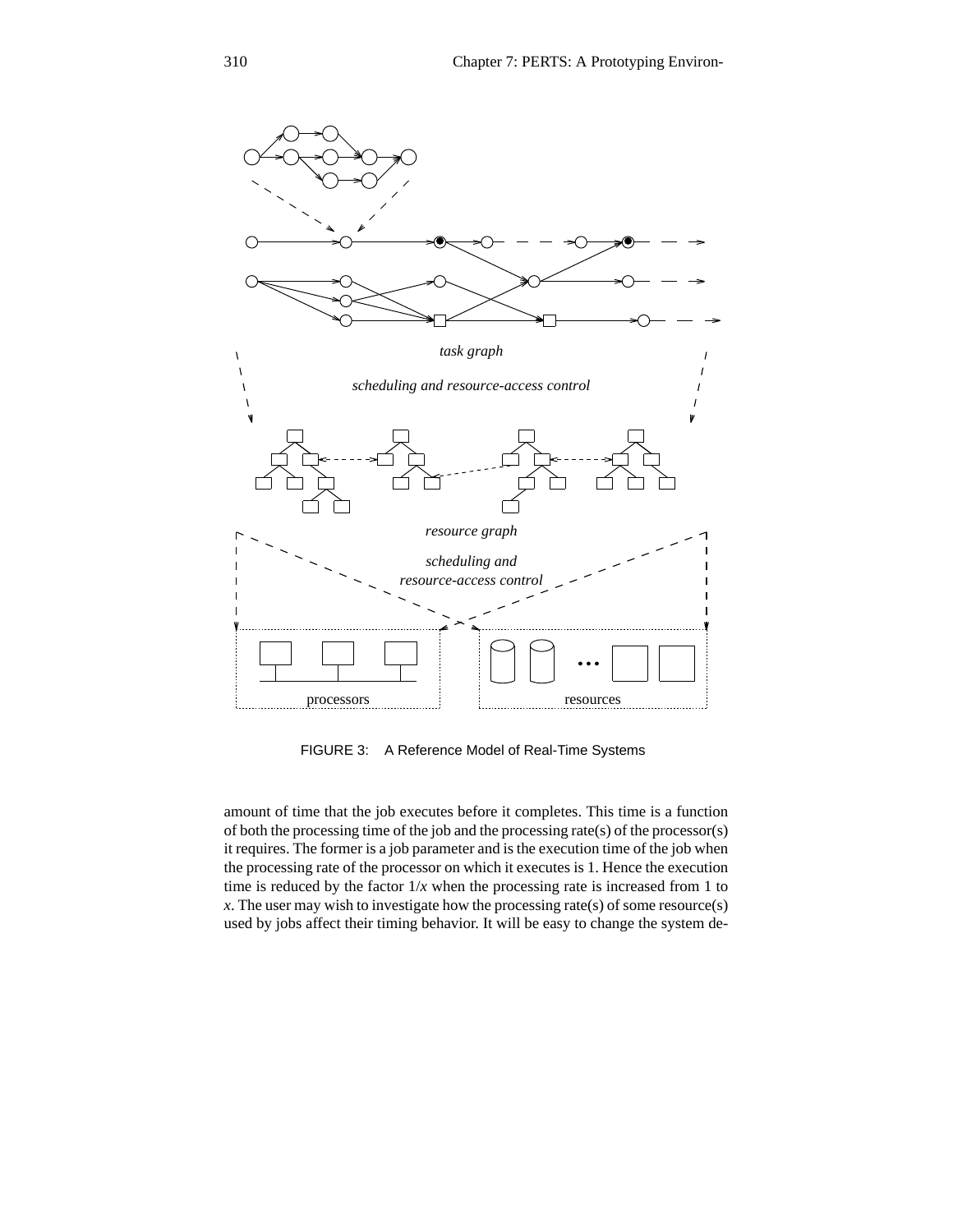FIGURE 3: A Reference Model of Real-Time Systems

amount of time that the job executes before it completes. This time is a function of both the processing time of the job and the processing rate(s) of the processor(s) it requires. The former is a job parameter and is the execution time of the job when the processing rate of the processor on which it executes is 1. Hence the execution time is reduced by the factor $1/x$ when the processing rate is increased from 1 to $x$. The user may wish to investigate how the processing rate(s) of some resource(s) used by jobs affect their timing behavior. It will be easy to change the system de-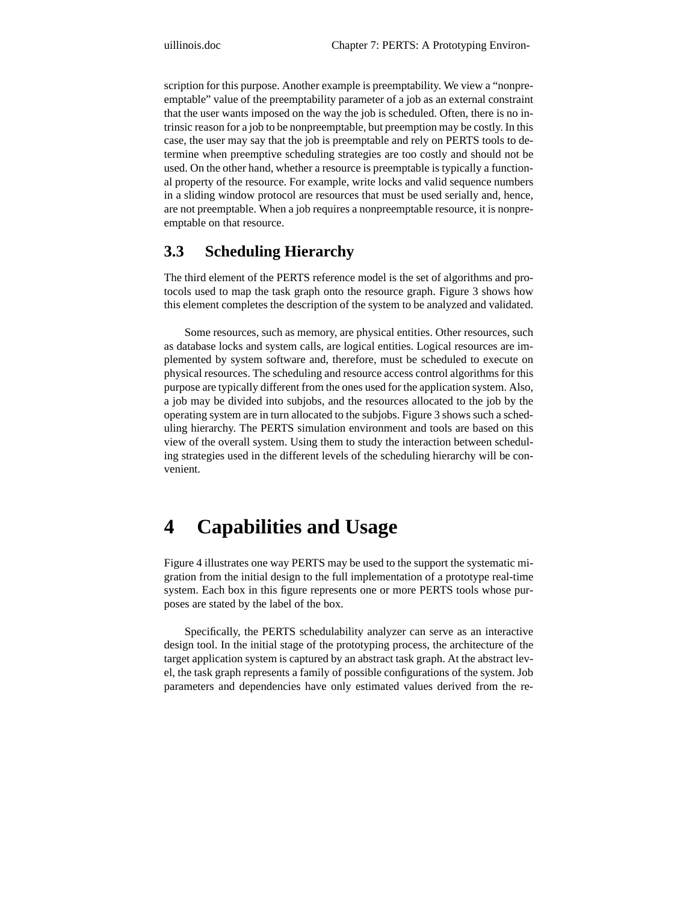scription for this purpose. Another example is preemptability. We view a "nonpreemptable" value of the preemptability parameter of a job as an external constraint that the user wants imposed on the way the job is scheduled. Often, there is no intrinsic reason for a job to be nonpreemptable, but preemption may be costly. In this case, the user may say that the job is preemptable and rely on PERTS tools to determine when preemptive scheduling strategies are too costly and should not be used. On the other hand, whether a resource is preemptable is typically a functional property of the resource. For example, write locks and valid sequence numbers in a sliding window protocol are resources that must be used serially and, hence, are not preemptable. When a job requires a nonpreemptable resource, it is nonpreemptable on that resource.

### 3.3 Scheduling Hierarchy

The third element of the PERTS reference model is the set of algorithms and protocols used to map the task graph onto the resource graph. Figure 3 shows how this element completes the description of the system to be analyzed and validated.

Some resources, such as memory, are physical entities. Other resources, such as database locks and system calls, are logical entities. Logical resources are implemented by system software and, therefore, must be scheduled to execute on physical resources. The scheduling and resource access control algorithms for this purpose are typically different from the ones used for the application system. Also, a job may be divided into subjobs, and the resources allocated to the job by the operating system are in turn allocated to the subjobs. Figure 3 shows such a scheduling hierarchy. The PERTS simulation environment and tools are based on this view of the overall system. Using them to study the interaction between scheduling strategies used in the different levels of the scheduling hierarchy will be convenient.

## 4 Capabilities and Usage

Figure 4 illustrates one way PERTS may be used to the support the systematic migration from the initial design to the full implementation of a prototype real-time system. Each box in this figure represents one or more PERTS tools whose purposes are stated by the label of the box.

Specifically, the PERTS schedulability analyzer can serve as an interactive design tool. In the initial stage of the prototyping process, the architecture of the target application system is captured by an abstract task graph. At the abstract level, the task graph represents a family of possible configurations of the system. Job parameters and dependencies have only estimated values derived from the re-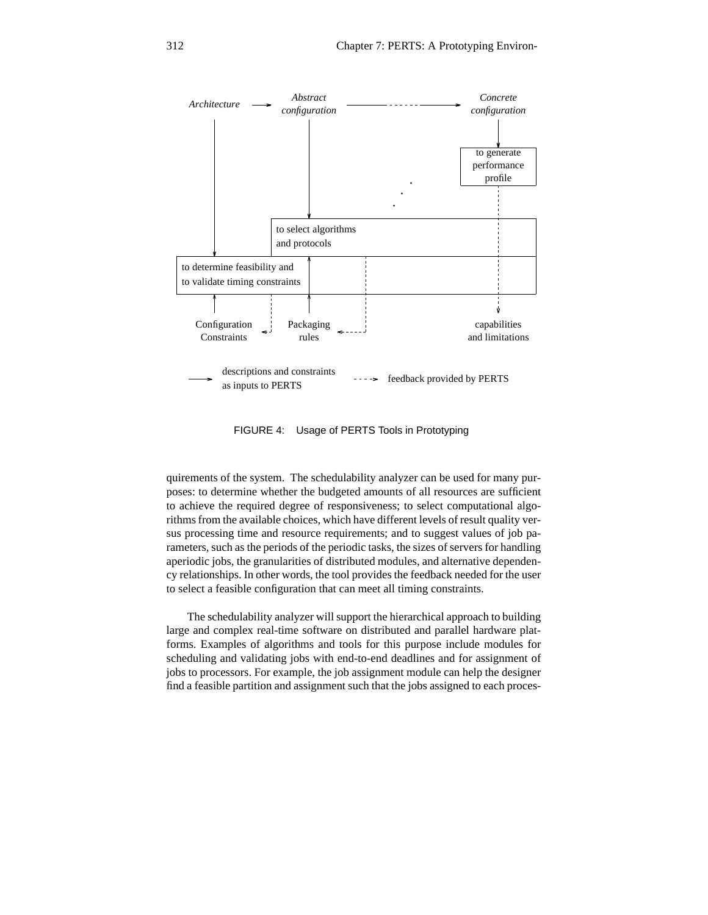FIGURE 4: Usage of PERTS Tools in Prototyping

quirements of the system. The schedulability analyzer can be used for many purposes: to determine whether the budgeted amounts of all resources are sufficient to achieve the required degree of responsiveness; to select computational algorithms from the available choices, which have different levels of result quality versus processing time and resource requirements; and to suggest values of job parameters, such as the periods of the periodic tasks, the sizes of servers for handling aperiodic jobs, the granularities of distributed modules, and alternative dependency relationships. In other words, the tool provides the feedback needed for the user to select a feasible configuration that can meet all timing constraints.

The schedulability analyzer will support the hierarchical approach to building large and complex real-time software on distributed and parallel hardware platforms. Examples of algorithms and tools for this purpose include modules for scheduling and validating jobs with end-to-end deadlines and for assignment of jobs to processors. For example, the job assignment module can help the designer find a feasible partition and assignment such that the jobs assigned to each proces-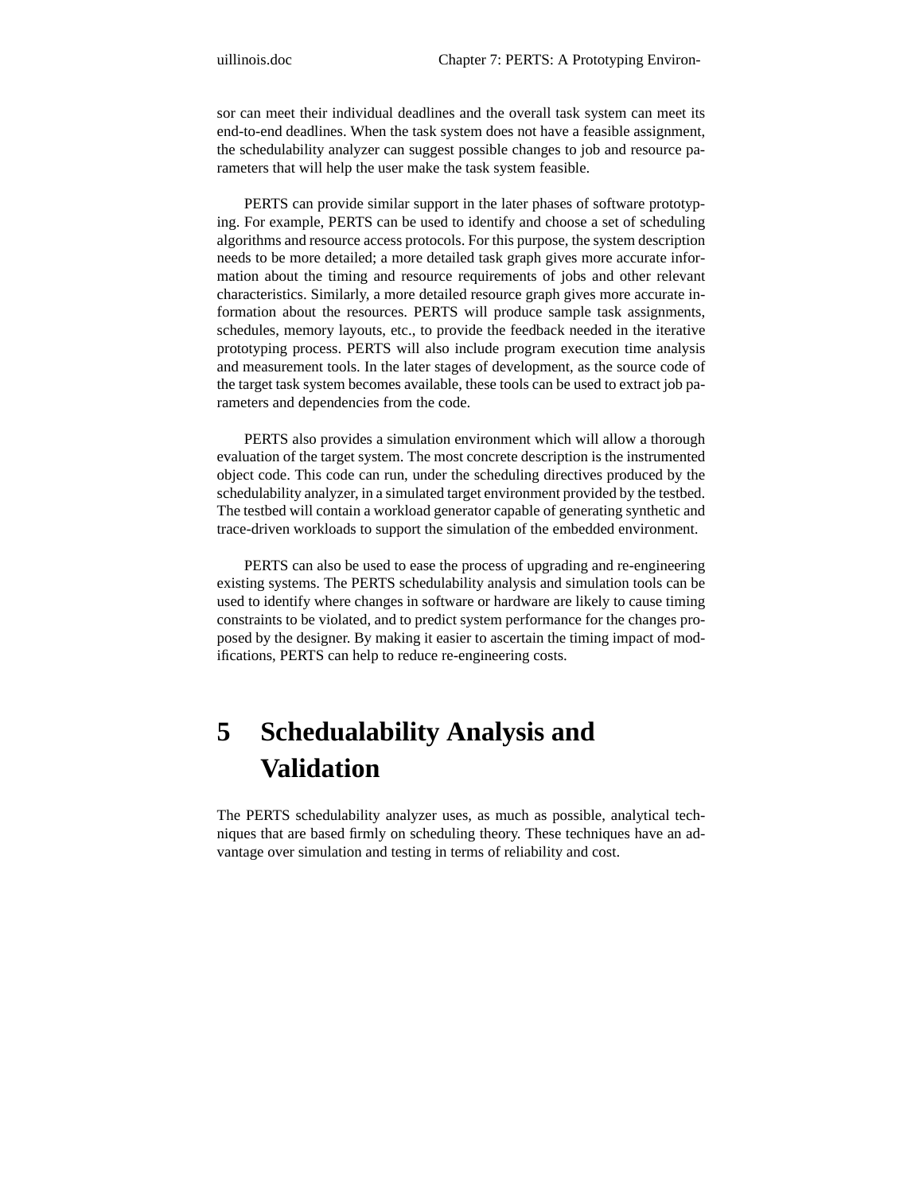sor can meet their individual deadlines and the overall task system can meet its end-to-end deadlines. When the task system does not have a feasible assignment, the schedulability analyzer can suggest possible changes to job and resource parameters that will help the user make the task system feasible.

PERTS can provide similar support in the later phases of software prototyping. For example, PERTS can be used to identify and choose a set of scheduling algorithms and resource access protocols. For this purpose, the system description needs to be more detailed; a more detailed task graph gives more accurate information about the timing and resource requirements of jobs and other relevant characteristics. Similarly, a more detailed resource graph gives more accurate information about the resources. PERTS will produce sample task assignments, schedules, memory layouts, etc., to provide the feedback needed in the iterative prototyping process. PERTS will also include program execution time analysis and measurement tools. In the later stages of development, as the source code of the target task system becomes available, these tools can be used to extract job parameters and dependencies from the code.

PERTS also provides a simulation environment which will allow a thorough evaluation of the target system. The most concrete description is the instrumented object code. This code can run, under the scheduling directives produced by the schedulability analyzer, in a simulated target environment provided by the testbed. The testbed will contain a workload generator capable of generating synthetic and trace-driven workloads to support the simulation of the embedded environment.

PERTS can also be used to ease the process of upgrading and re-engineering existing systems. The PERTS schedulability analysis and simulation tools can be used to identify where changes in software or hardware are likely to cause timing constraints to be violated, and to predict system performance for the changes proposed by the designer. By making it easier to ascertain the timing impact of modifications, PERTS can help to reduce re-engineering costs.

# 5 Schedualability Analysis and Validation

The PERTS schedulability analyzer uses, as much as possible, analytical techniques that are based firmly on scheduling theory. These techniques have an advantage over simulation and testing in terms of reliability and cost.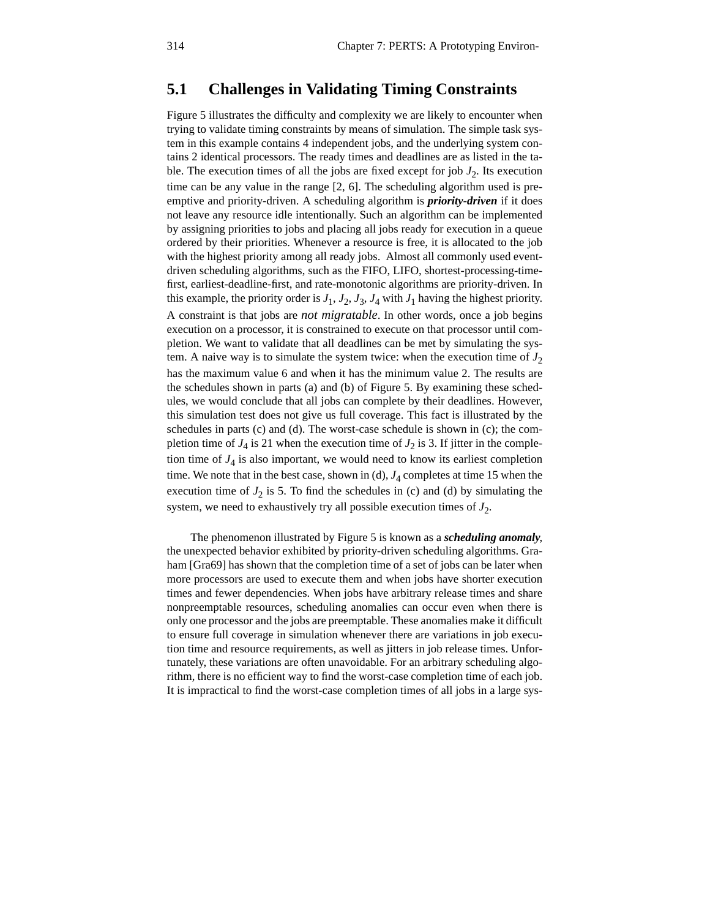## 5.1 Challenges in Validating Timing Constraints

Figure 5 illustrates the difficulty and complexity we are likely to encounter when trying to validate timing constraints by means of simulation. The simple task system in this example contains 4 independent jobs, and the underlying system contains 2 identical processors. The ready times and deadlines are as listed in the table. The execution times of all the jobs are fixed except for job $J_2$. Its execution time can be any value in the range [2, 6]. The scheduling algorithm used is preemptive and priority-driven. A scheduling algorithm is ***priority-driven*** if it does not leave any resource idle intentionally. Such an algorithm can be implemented by assigning priorities to jobs and placing all jobs ready for execution in a queue ordered by their priorities. Whenever a resource is free, it is allocated to the job with the highest priority among all ready jobs. Almost all commonly used event-driven scheduling algorithms, such as the FIFO, LIFO, shortest-processing-time-first, earliest-deadline-first, and rate-monotonic algorithms are priority-driven. In this example, the priority order is $J_1$, $J_2$, $J_3$, $J_4$ with $J_1$ having the highest priority. A constraint is that jobs are *not migratable*. In other words, once a job begins execution on a processor, it is constrained to execute on that processor until completion. We want to validate that all deadlines can be met by simulating the system. A naive way is to simulate the system twice: when the execution time of $J_2$ has the maximum value 6 and when it has the minimum value 2. The results are the schedules shown in parts (a) and (b) of Figure 5. By examining these schedules, we would conclude that all jobs can complete by their deadlines. However, this simulation test does not give us full coverage. This fact is illustrated by the schedules in parts (c) and (d). The worst-case schedule is shown in (c); the completion time of $J_4$ is 21 when the execution time of $J_2$ is 3. If jitter in the completion time of $J_4$ is also important, we would need to know its earliest completion time. We note that in the best case, shown in (d), $J_4$ completes at time 15 when the execution time of $J_2$ is 5. To find the schedules in (c) and (d) by simulating the system, we need to exhaustively try all possible execution times of $J_2$.

The phenomenon illustrated by Figure 5 is known as a ***scheduling anomaly***, the unexpected behavior exhibited by priority-driven scheduling algorithms. Graham [Gra69] has shown that the completion time of a set of jobs can be later when more processors are used to execute them and when jobs have shorter execution times and fewer dependencies. When jobs have arbitrary release times and share nonpreemptable resources, scheduling anomalies can occur even when there is only one processor and the jobs are preemptable. These anomalies make it difficult to ensure full coverage in simulation whenever there are variations in job execution time and resource requirements, as well as jitters in job release times. Unfortunately, these variations are often unavoidable. For an arbitrary scheduling algorithm, there is no efficient way to find the worst-case completion time of each job. It is impractical to find the worst-case completion times of all jobs in a large sys-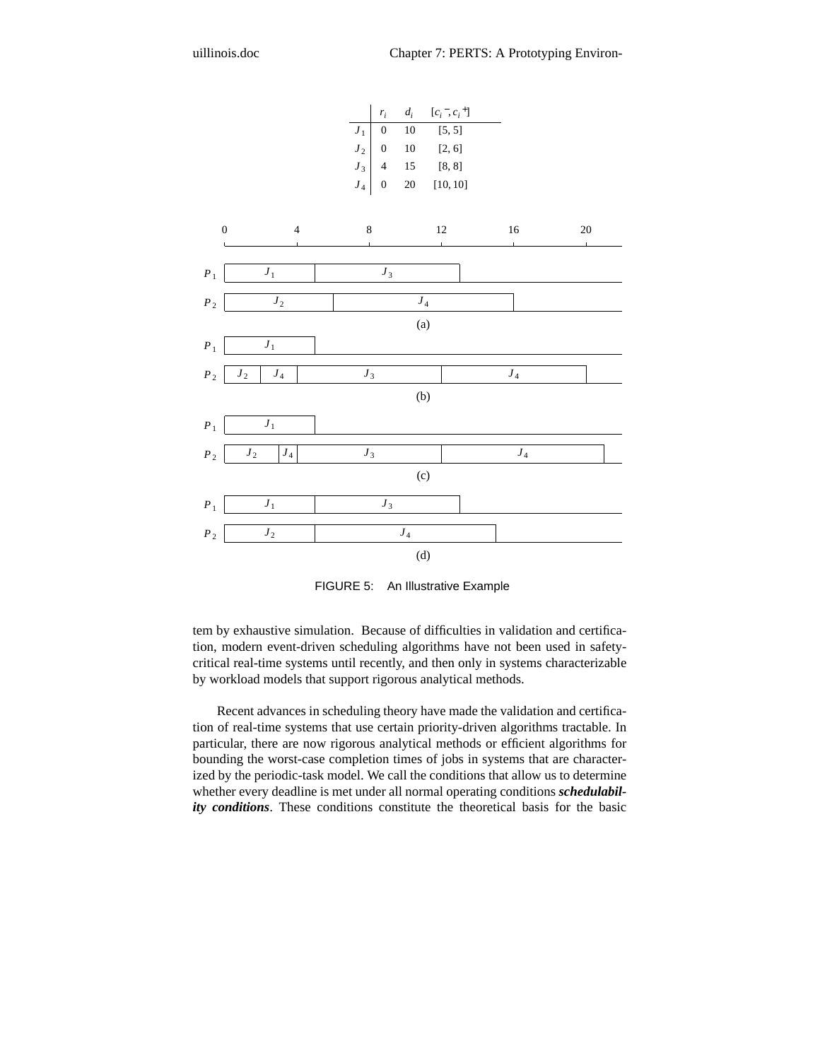|  | $r_i$ | $d_i$ | $[c_i^-, c_i^+]$ |
|---|---|---|---|
| $J_1$ | 0 | 10 | [5, 5] |
| $J_2$ | 0 | 10 | [2, 6] |
| $J_3$ | 4 | 15 | [8, 8] |
| $J_4$ | 0 | 20 | [10, 10] |

FIGURE 5: An Illustrative Example

tem by exhaustive simulation. Because of difficulties in validation and certification, modern event-driven scheduling algorithms have not been used in safety-critical real-time systems until recently, and then only in systems characterizable by workload models that support rigorous analytical methods.

Recent advances in scheduling theory have made the validation and certification of real-time systems that use certain priority-driven algorithms tractable. In particular, there are now rigorous analytical methods or efficient algorithms for bounding the worst-case completion times of jobs in systems that are characterized by the periodic-task model. We call the conditions that allow us to determine whether every deadline is met under all normal operating conditions ***schedulability conditions***. These conditions constitute the theoretical basis for the basic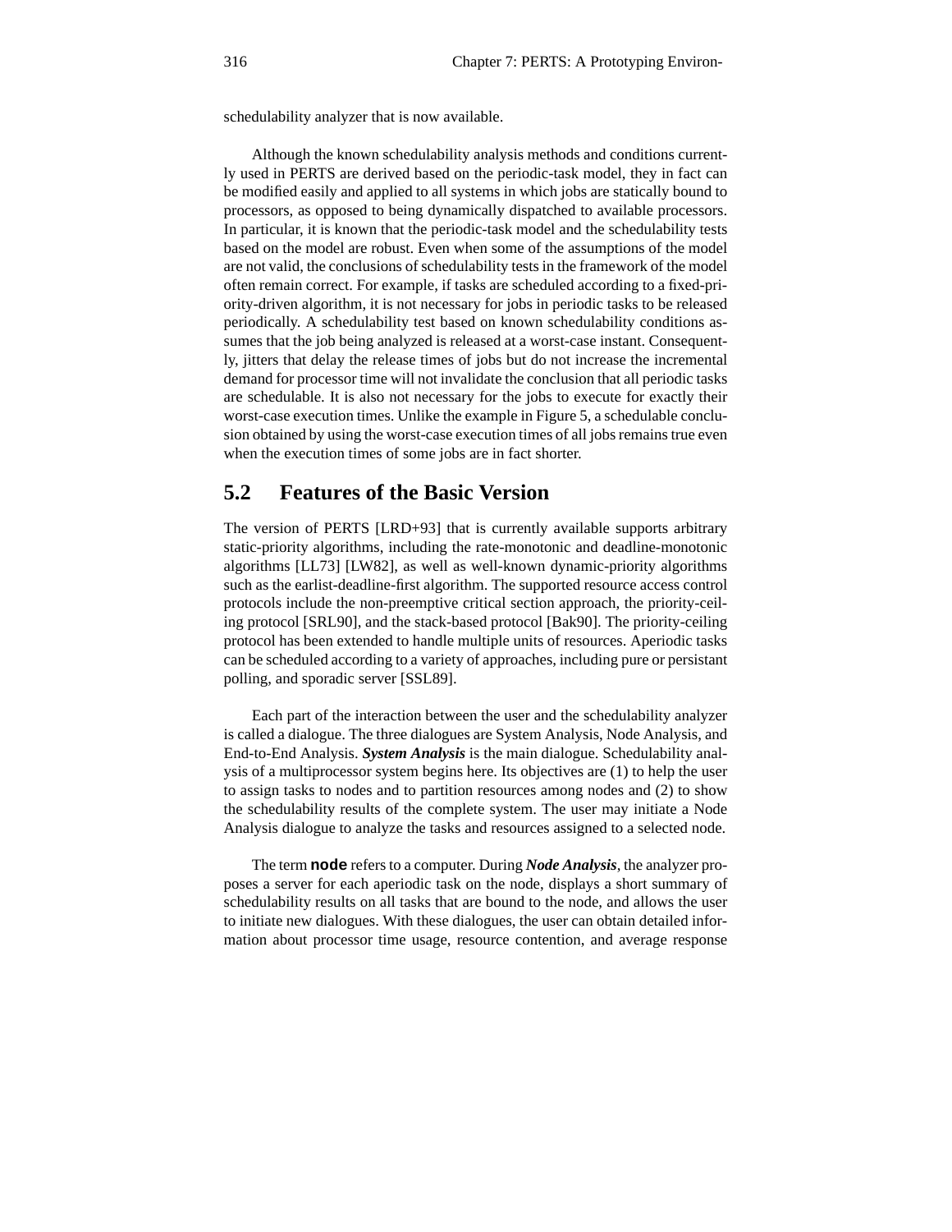schedulability analyzer that is now available.

Although the known schedulability analysis methods and conditions currently used in PERTS are derived based on the periodic-task model, they in fact can be modified easily and applied to all systems in which jobs are statically bound to processors, as opposed to being dynamically dispatched to available processors. In particular, it is known that the periodic-task model and the schedulability tests based on the model are robust. Even when some of the assumptions of the model are not valid, the conclusions of schedulability tests in the framework of the model often remain correct. For example, if tasks are scheduled according to a fixed-priority-driven algorithm, it is not necessary for jobs in periodic tasks to be released periodically. A schedulability test based on known schedulability conditions assumes that the job being analyzed is released at a worst-case instant. Consequently, jitters that delay the release times of jobs but do not increase the incremental demand for processor time will not invalidate the conclusion that all periodic tasks are schedulable. It is also not necessary for the jobs to execute for exactly their worst-case execution times. Unlike the example in Figure 5, a schedulable conclusion obtained by using the worst-case execution times of all jobs remains true even when the execution times of some jobs are in fact shorter.

## 5.2 Features of the Basic Version

The version of PERTS [LRD+93] that is currently available supports arbitrary static-priority algorithms, including the rate-monotonic and deadline-monotonic algorithms [LL73] [LW82], as well as well-known dynamic-priority algorithms such as the earlist-deadline-first algorithm. The supported resource access control protocols include the non-preemptive critical section approach, the priority-ceiling protocol [SRL90], and the stack-based protocol [Bak90]. The priority-ceiling protocol has been extended to handle multiple units of resources. Aperiodic tasks can be scheduled according to a variety of approaches, including pure or persistant polling, and sporadic server [SSL89].

Each part of the interaction between the user and the schedulability analyzer is called a dialogue. The three dialogues are System Analysis, Node Analysis, and End-to-End Analysis. ***System Analysis*** is the main dialogue. Schedulability analysis of a multiprocessor system begins here. Its objectives are (1) to help the user to assign tasks to nodes and to partition resources among nodes and (2) to show the schedulability results of the complete system. The user may initiate a Node Analysis dialogue to analyze the tasks and resources assigned to a selected node.

The term **node** refers to a computer. During ***Node Analysis***, the analyzer proposes a server for each aperiodic task on the node, displays a short summary of schedulability results on all tasks that are bound to the node, and allows the user to initiate new dialogues. With these dialogues, the user can obtain detailed information about processor time usage, resource contention, and average response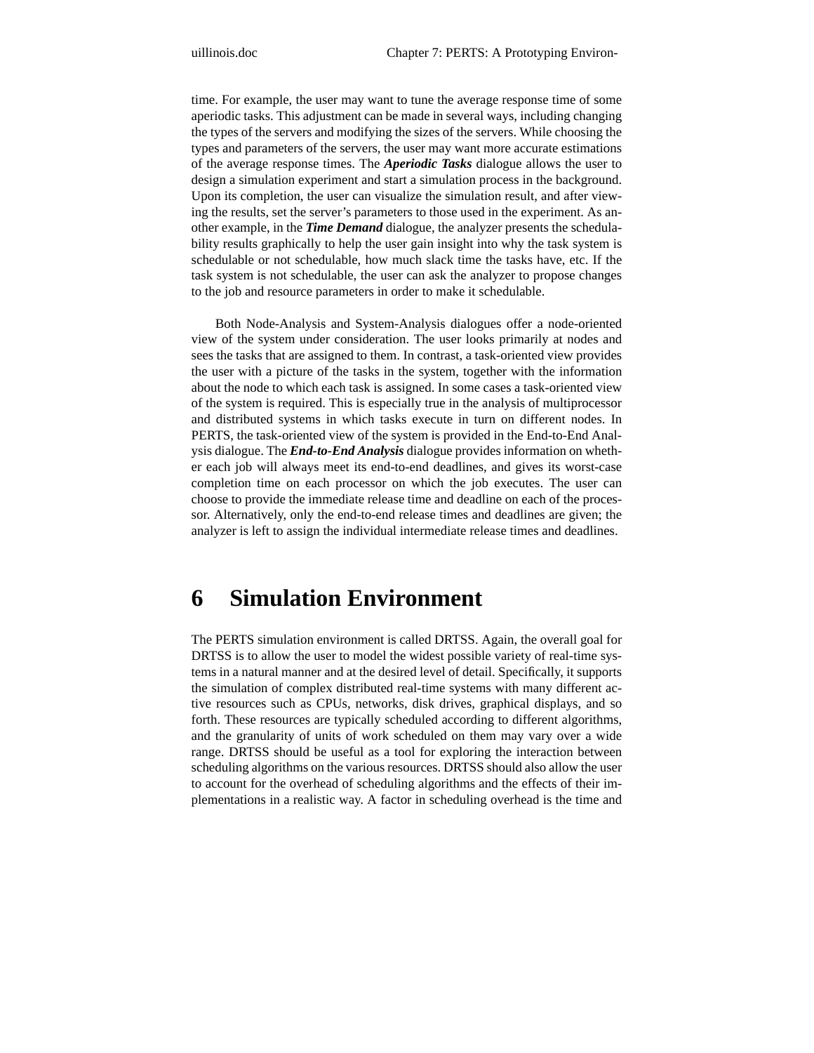time. For example, the user may want to tune the average response time of some aperiodic tasks. This adjustment can be made in several ways, including changing the types of the servers and modifying the sizes of the servers. While choosing the types and parameters of the servers, the user may want more accurate estimations of the average response times. The ***Aperiodic Tasks*** dialogue allows the user to design a simulation experiment and start a simulation process in the background. Upon its completion, the user can visualize the simulation result, and after viewing the results, set the server's parameters to those used in the experiment. As another example, in the ***Time Demand*** dialogue, the analyzer presents the schedulability results graphically to help the user gain insight into why the task system is schedulable or not schedulable, how much slack time the tasks have, etc. If the task system is not schedulable, the user can ask the analyzer to propose changes to the job and resource parameters in order to make it schedulable.

Both Node-Analysis and System-Analysis dialogues offer a node-oriented view of the system under consideration. The user looks primarily at nodes and sees the tasks that are assigned to them. In contrast, a task-oriented view provides the user with a picture of the tasks in the system, together with the information about the node to which each task is assigned. In some cases a task-oriented view of the system is required. This is especially true in the analysis of multiprocessor and distributed systems in which tasks execute in turn on different nodes. In PERTS, the task-oriented view of the system is provided in the End-to-End Analysis dialogue. The ***End-to-End Analysis*** dialogue provides information on whether each job will always meet its end-to-end deadlines, and gives its worst-case completion time on each processor on which the job executes. The user can choose to provide the immediate release time and deadline on each of the processor. Alternatively, only the end-to-end release times and deadlines are given; the analyzer is left to assign the individual intermediate release times and deadlines.

# 6 Simulation Environment

The PERTS simulation environment is called DRTSS. Again, the overall goal for DRTSS is to allow the user to model the widest possible variety of real-time systems in a natural manner and at the desired level of detail. Specifically, it supports the simulation of complex distributed real-time systems with many different active resources such as CPUs, networks, disk drives, graphical displays, and so forth. These resources are typically scheduled according to different algorithms, and the granularity of units of work scheduled on them may vary over a wide range. DRTSS should be useful as a tool for exploring the interaction between scheduling algorithms on the various resources. DRTSS should also allow the user to account for the overhead of scheduling algorithms and the effects of their implementations in a realistic way. A factor in scheduling overhead is the time and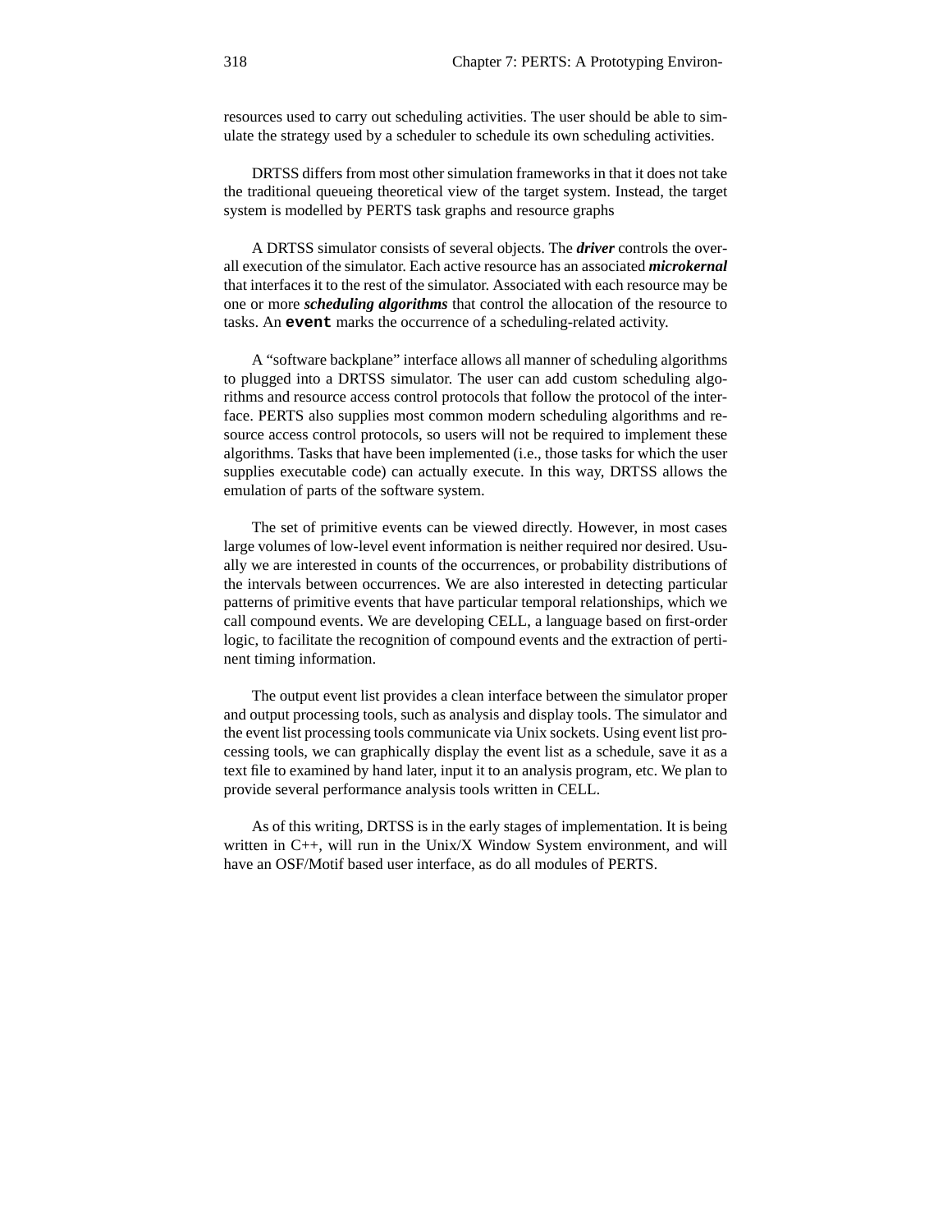resources used to carry out scheduling activities. The user should be able to simulate the strategy used by a scheduler to schedule its own scheduling activities.

DRTSS differs from most other simulation frameworks in that it does not take the traditional queueing theoretical view of the target system. Instead, the target system is modelled by PERTS task graphs and resource graphs

A DRTSS simulator consists of several objects. The ***driver*** controls the overall execution of the simulator. Each active resource has an associated ***microkernal*** that interfaces it to the rest of the simulator. Associated with each resource may be one or more ***scheduling algorithms*** that control the allocation of the resource to tasks. An **`event`** marks the occurrence of a scheduling-related activity.

A "software backplane" interface allows all manner of scheduling algorithms to plugged into a DRTSS simulator. The user can add custom scheduling algorithms and resource access control protocols that follow the protocol of the interface. PERTS also supplies most common modern scheduling algorithms and resource access control protocols, so users will not be required to implement these algorithms. Tasks that have been implemented (i.e., those tasks for which the user supplies executable code) can actually execute. In this way, DRTSS allows the emulation of parts of the software system.

The set of primitive events can be viewed directly. However, in most cases large volumes of low-level event information is neither required nor desired. Usually we are interested in counts of the occurrences, or probability distributions of the intervals between occurrences. We are also interested in detecting particular patterns of primitive events that have particular temporal relationships, which we call compound events. We are developing CELL, a language based on first-order logic, to facilitate the recognition of compound events and the extraction of pertinent timing information.

The output event list provides a clean interface between the simulator proper and output processing tools, such as analysis and display tools. The simulator and the event list processing tools communicate via Unix sockets. Using event list processing tools, we can graphically display the event list as a schedule, save it as a text file to examined by hand later, input it to an analysis program, etc. We plan to provide several performance analysis tools written in CELL.

As of this writing, DRTSS is in the early stages of implementation. It is being written in C++, will run in the Unix/X Window System environment, and will have an OSF/Motif based user interface, as do all modules of PERTS.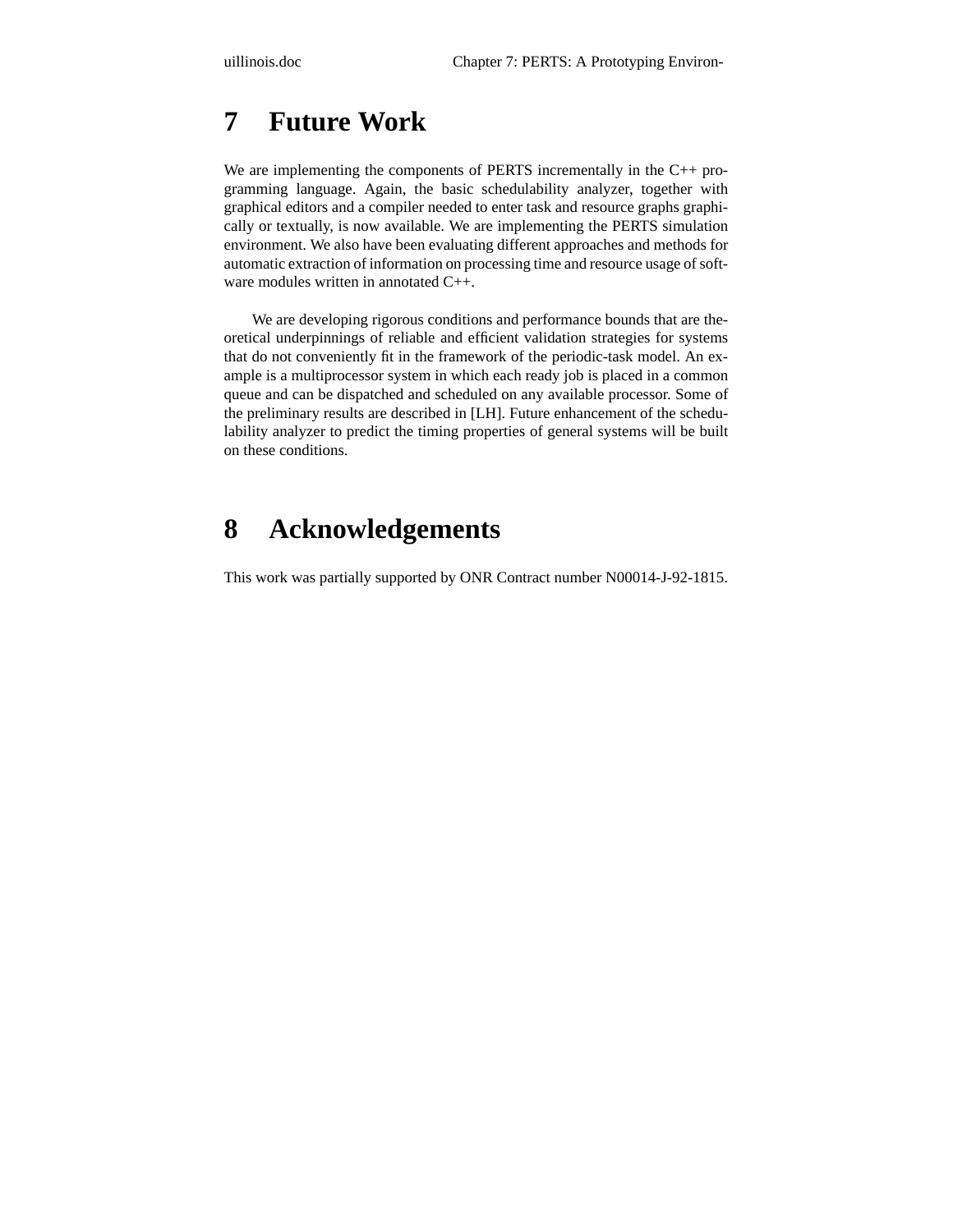# 7 Future Work

We are implementing the components of PERTS incrementally in the C++ programming language. Again, the basic schedulability analyzer, together with graphical editors and a compiler needed to enter task and resource graphs graphically or textually, is now available. We are implementing the PERTS simulation environment. We also have been evaluating different approaches and methods for automatic extraction of information on processing time and resource usage of software modules written in annotated C++.

We are developing rigorous conditions and performance bounds that are theoretical underpinnings of reliable and efficient validation strategies for systems that do not conveniently fit in the framework of the periodic-task model. An example is a multiprocessor system in which each ready job is placed in a common queue and can be dispatched and scheduled on any available processor. Some of the preliminary results are described in [LH]. Future enhancement of the schedulability analyzer to predict the timing properties of general systems will be built on these conditions.

# 8 Acknowledgements

This work was partially supported by ONR Contract number N00014-J-92-1815.